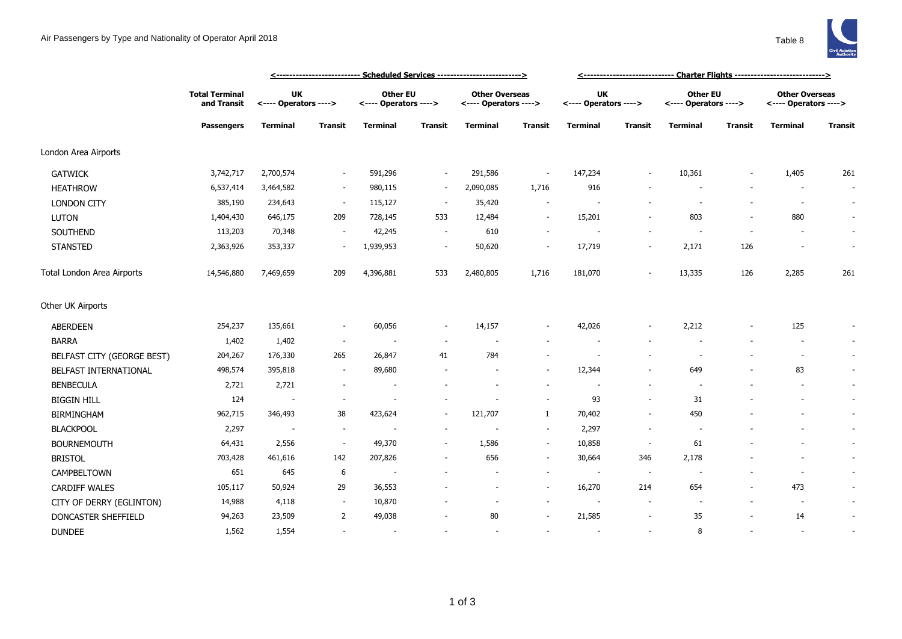# Air Passengers by Type and Nationality of Operator April 2018

Table 8

| | Total Terminal and Transit | Scheduled Services | | | | | | Charter Flights | | | | | |
|---|---|---|---|---|---|---|---|---|---|---|---|---|---|
| | | UK <---- Operators ----> | | Other EU <---- Operators ----> | | Other Overseas <---- Operators ----> | | UK <---- Operators ----> | | Other EU <---- Operators ----> | | Other Overseas <---- Operators ----> | |
| | Passengers | Terminal | Transit | Terminal | Transit | Terminal | Transit | Terminal | Transit | Terminal | Transit | Terminal | Transit |
| London Area Airports | | | | | | | | | | | | | |
| GATWICK | 3,742,717 | 2,700,574 | - | 591,296 | - | 291,586 | - | 147,234 | - | 10,361 | - | 1,405 | 261 |
| HEATHROW | 6,537,414 | 3,464,582 | - | 980,115 | - | 2,090,085 | 1,716 | 916 | - | - | - | - | - |
| LONDON CITY | 385,190 | 234,643 | - | 115,127 | - | 35,420 | - | - | - | - | - | - | - |
| LUTON | 1,404,430 | 646,175 | 209 | 728,145 | 533 | 12,484 | - | 15,201 | - | 803 | - | 880 | - |
| SOUTHEND | 113,203 | 70,348 | - | 42,245 | - | 610 | - | - | - | - | - | - | - |
| STANSTED | 2,363,926 | 353,337 | - | 1,939,953 | - | 50,620 | - | 17,719 | - | 2,171 | 126 | - | - |
| Total London Area Airports | 14,546,880 | 7,469,659 | 209 | 4,396,881 | 533 | 2,480,805 | 1,716 | 181,070 | - | 13,335 | 126 | 2,285 | 261 |
| Other UK Airports | | | | | | | | | | | | | |
| ABERDEEN | 254,237 | 135,661 | - | 60,056 | - | 14,157 | - | 42,026 | - | 2,212 | - | 125 | - |
| BARRA | 1,402 | 1,402 | - | - | - | - | - | - | - | - | - | - | - |
| BELFAST CITY (GEORGE BEST) | 204,267 | 176,330 | 265 | 26,847 | 41 | 784 | - | - | - | - | - | - | - |
| BELFAST INTERNATIONAL | 498,574 | 395,818 | - | 89,680 | - | - | - | 12,344 | - | 649 | - | 83 | - |
| BENBECULA | 2,721 | 2,721 | - | - | - | - | - | - | - | - | - | - | - |
| BIGGIN HILL | 124 | - | - | - | - | - | - | 93 | - | 31 | - | - | - |
| BIRMINGHAM | 962,715 | 346,493 | 38 | 423,624 | - | 121,707 | 1 | 70,402 | - | 450 | - | - | - |
| BLACKPOOL | 2,297 | - | - | - | - | - | - | 2,297 | - | - | - | - | - |
| BOURNEMOUTH | 64,431 | 2,556 | - | 49,370 | - | 1,586 | - | 10,858 | - | 61 | - | - | - |
| BRISTOL | 703,428 | 461,616 | 142 | 207,826 | - | 656 | - | 30,664 | 346 | 2,178 | - | - | - |
| CAMPBELTOWN | 651 | 645 | 6 | - | - | - | - | - | - | - | - | - | - |
| CARDIFF WALES | 105,117 | 50,924 | 29 | 36,553 | - | - | - | 16,270 | 214 | 654 | - | 473 | - |
| CITY OF DERRY (EGLINTON) | 14,988 | 4,118 | - | 10,870 | - | - | - | - | - | - | - | - | - |
| DONCASTER SHEFFIELD | 94,263 | 23,509 | 2 | 49,038 | - | 80 | - | 21,585 | - | 35 | - | 14 | - |
| DUNDEE | 1,562 | 1,554 | - | - | - | - | - | - | - | 8 | - | - | - |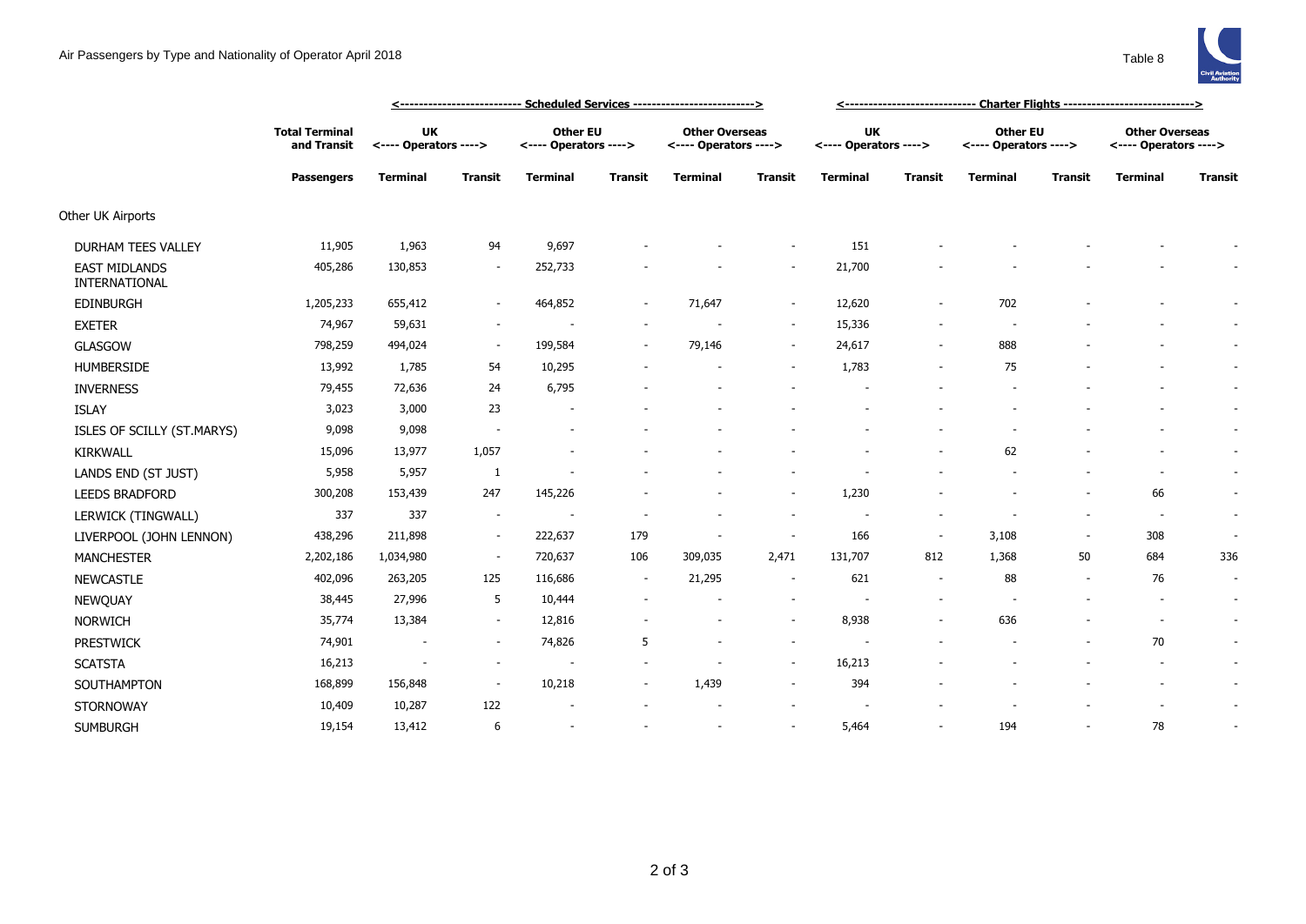# Air Passengers by Type and Nationality of Operator April 2018

Table 8

| | Total Terminal and Transit | Scheduled Services | | | | | | Charter Flights | | | | | |
|---|---|---|---|---|---|---|---|---|---|---|---|---|---|
| | | UK <---- Operators ----> | | Other EU <---- Operators ----> | | Other Overseas <---- Operators ----> | | UK <---- Operators ----> | | Other EU <---- Operators ----> | | Other Overseas <---- Operators ----> | |
| | Passengers | Terminal | Transit | Terminal | Transit | Terminal | Transit | Terminal | Transit | Terminal | Transit | Terminal | Transit |
| Other UK Airports | | | | | | | | | | | | | |
| DURHAM TEES VALLEY | 11,905 | 1,963 | 94 | 9,697 | - | - | - | 151 | - | - | - | - | - |
| EAST MIDLANDS INTERNATIONAL | 405,286 | 130,853 | - | 252,733 | - | - | - | 21,700 | - | - | - | - | - |
| EDINBURGH | 1,205,233 | 655,412 | - | 464,852 | - | 71,647 | - | 12,620 | - | 702 | - | - | - |
| EXETER | 74,967 | 59,631 | - | - | - | - | - | 15,336 | - | - | - | - | - |
| GLASGOW | 798,259 | 494,024 | - | 199,584 | - | 79,146 | - | 24,617 | - | 888 | - | - | - |
| HUMBERSIDE | 13,992 | 1,785 | 54 | 10,295 | - | - | - | 1,783 | - | 75 | - | - | - |
| INVERNESS | 79,455 | 72,636 | 24 | 6,795 | - | - | - | - | - | - | - | - | - |
| ISLAY | 3,023 | 3,000 | 23 | - | - | - | - | - | - | - | - | - | - |
| ISLES OF SCILLY (ST.MARYS) | 9,098 | 9,098 | - | - | - | - | - | - | - | - | - | - | - |
| KIRKWALL | 15,096 | 13,977 | 1,057 | - | - | - | - | - | - | 62 | - | - | - |
| LANDS END (ST JUST) | 5,958 | 5,957 | 1 | - | - | - | - | - | - | - | - | - | - |
| LEEDS BRADFORD | 300,208 | 153,439 | 247 | 145,226 | - | - | - | 1,230 | - | - | - | 66 | - |
| LERWICK (TINGWALL) | 337 | 337 | - | - | - | - | - | - | - | - | - | - | - |
| LIVERPOOL (JOHN LENNON) | 438,296 | 211,898 | - | 222,637 | 179 | - | - | 166 | - | 3,108 | - | 308 | - |
| MANCHESTER | 2,202,186 | 1,034,980 | - | 720,637 | 106 | 309,035 | 2,471 | 131,707 | 812 | 1,368 | 50 | 684 | 336 |
| NEWCASTLE | 402,096 | 263,205 | 125 | 116,686 | - | 21,295 | - | 621 | - | 88 | - | 76 | - |
| NEWQUAY | 38,445 | 27,996 | 5 | 10,444 | - | - | - | - | - | - | - | - | - |
| NORWICH | 35,774 | 13,384 | - | 12,816 | - | - | - | 8,938 | - | 636 | - | - | - |
| PRESTWICK | 74,901 | - | - | 74,826 | 5 | - | - | - | - | - | - | 70 | - |
| SCATSTA | 16,213 | - | - | - | - | - | - | 16,213 | - | - | - | - | - |
| SOUTHAMPTON | 168,899 | 156,848 | - | 10,218 | - | 1,439 | - | 394 | - | - | - | - | - |
| STORNOWAY | 10,409 | 10,287 | 122 | - | - | - | - | - | - | - | - | - | - |
| SUMBURGH | 19,154 | 13,412 | 6 | - | - | - | - | 5,464 | - | 194 | - | 78 | - |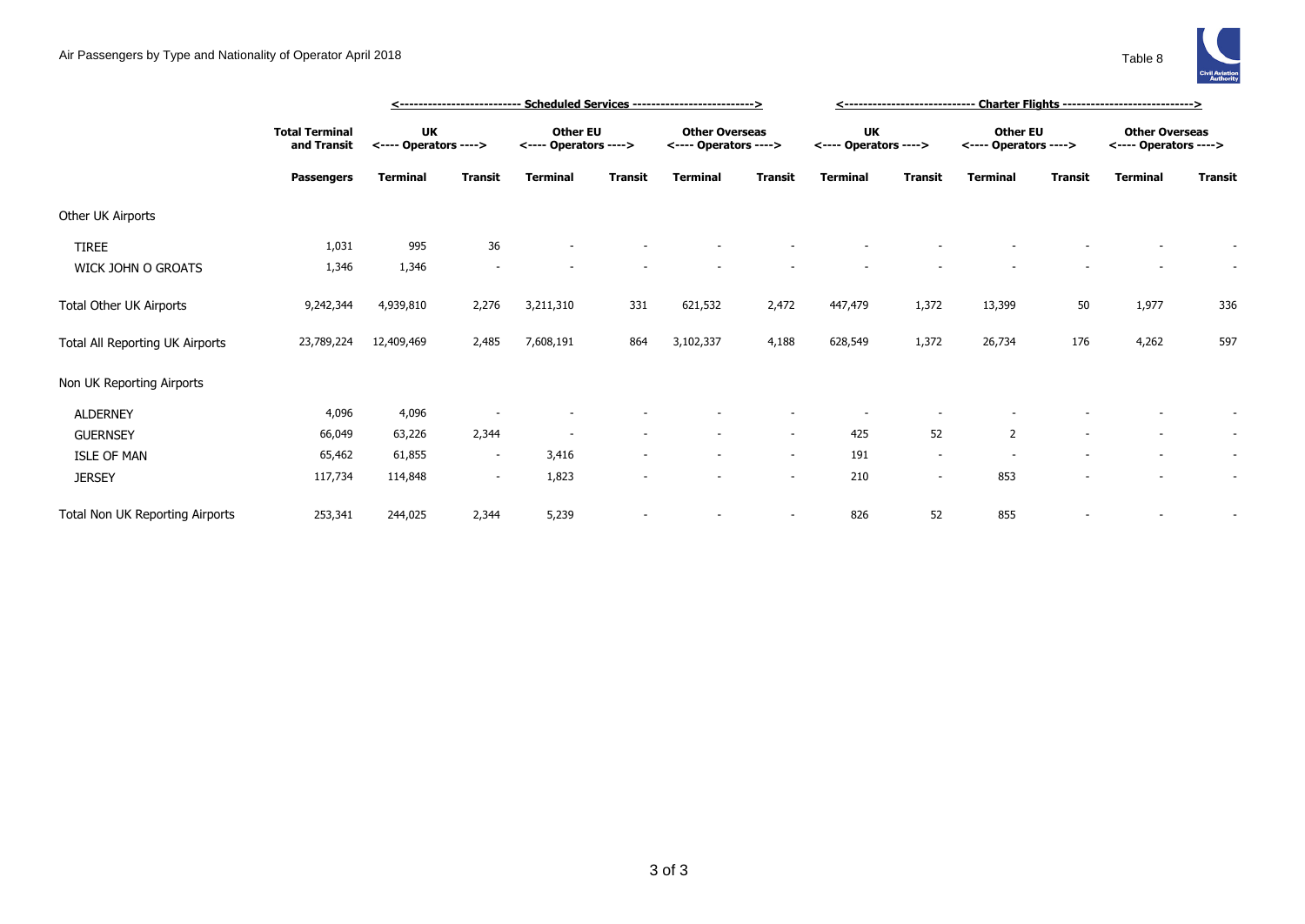# Air Passengers by Type and Nationality of Operator April 2018

Table 8

| | Total Terminal and Transit | Scheduled Services | | | | | | Charter Flights | | | | | |
|---|---|---|---|---|---|---|---|---|---|---|---|---|---|
| | | UK <---- Operators ----> | | Other EU <---- Operators ----> | | Other Overseas <---- Operators ----> | | UK <---- Operators ----> | | Other EU <---- Operators ----> | | Other Overseas <---- Operators ----> | |
| | Passengers | Terminal | Transit | Terminal | Transit | Terminal | Transit | Terminal | Transit | Terminal | Transit | Terminal | Transit |
| Other UK Airports | | | | | | | | | | | | | |
| TIREE | 1,031 | 995 | 36 | - | - | - | - | - | - | - | - | - | - |
| WICK JOHN O GROATS | 1,346 | 1,346 | - | - | - | - | - | - | - | - | - | - | - |
| Total Other UK Airports | 9,242,344 | 4,939,810 | 2,276 | 3,211,310 | 331 | 621,532 | 2,472 | 447,479 | 1,372 | 13,399 | 50 | 1,977 | 336 |
| Total All Reporting UK Airports | 23,789,224 | 12,409,469 | 2,485 | 7,608,191 | 864 | 3,102,337 | 4,188 | 628,549 | 1,372 | 26,734 | 176 | 4,262 | 597 |
| Non UK Reporting Airports | | | | | | | | | | | | | |
| ALDERNEY | 4,096 | 4,096 | - | - | - | - | - | - | - | - | - | - | - |
| GUERNSEY | 66,049 | 63,226 | 2,344 | - | - | - | - | 425 | 52 | 2 | - | - | - |
| ISLE OF MAN | 65,462 | 61,855 | - | 3,416 | - | - | - | 191 | - | - | - | - | - |
| JERSEY | 117,734 | 114,848 | - | 1,823 | - | - | - | 210 | - | 853 | - | - | - |
| Total Non UK Reporting Airports | 253,341 | 244,025 | 2,344 | 5,239 | - | - | - | 826 | 52 | 855 | - | - | - |